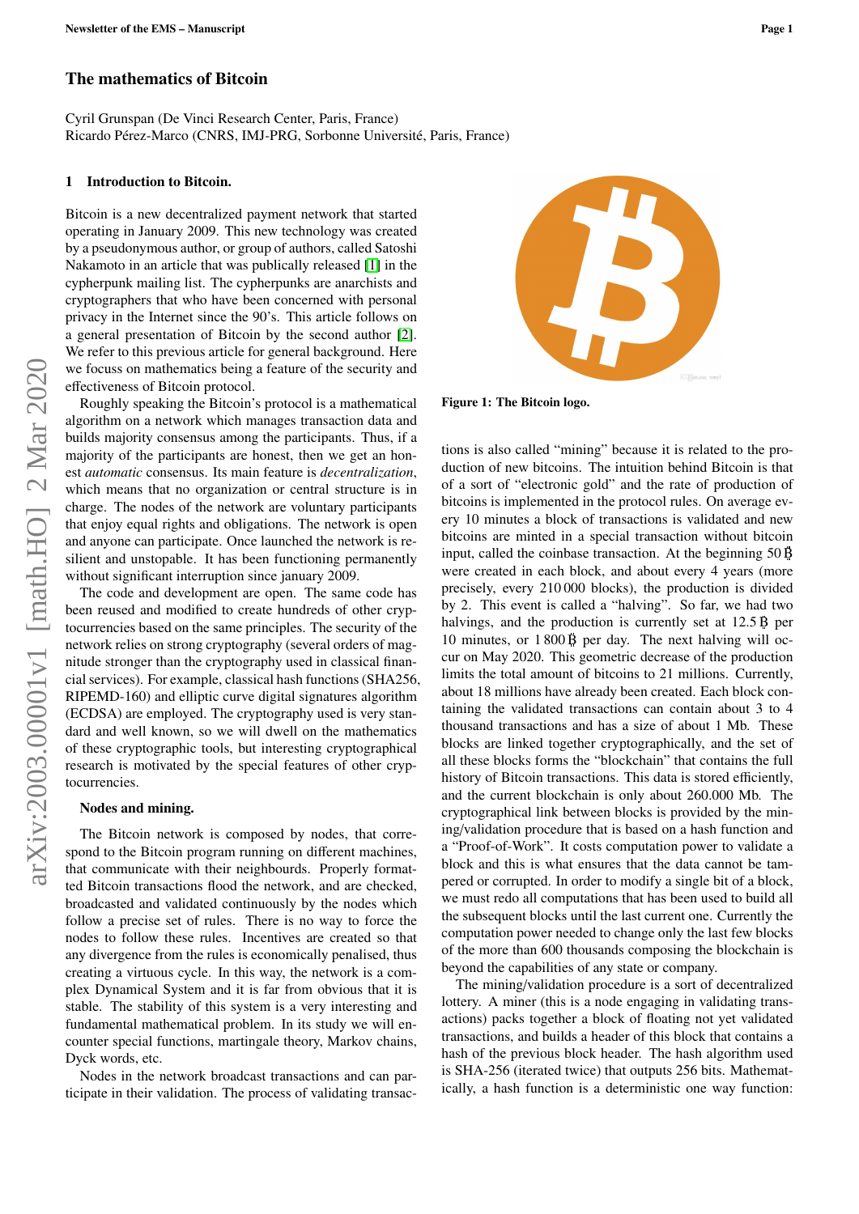# The mathematics of Bitcoin

Cyril Grunspan (De Vinci Research Center, Paris, France)
Ricardo Pérez-Marco (CNRS, IMJ-PRG, Sorbonne Université, Paris, France)

## 1 Introduction to Bitcoin.

Bitcoin is a new decentralized payment network that started operating in January 2009. This new technology was created by a pseudonymous author, or group of authors, called Satoshi Nakamoto in an article that was publically released [1] in the cypherpunk mailing list. The cypherpunks are anarchists and cryptographers that who have been concerned with personal privacy in the Internet since the 90's. This article follows on a general presentation of Bitcoin by the second author [2]. We refer to this previous article for general background. Here we focus on mathematics being a feature of the security and effectiveness of Bitcoin protocol.

Roughly speaking the Bitcoin's protocol is a mathematical algorithm on a network which manages transaction data and builds majority consensus among the participants. Thus, if a majority of the participants are honest, then we get an honest *automatic* consensus. Its main feature is *decentralization*, which means that no organization or central structure is in charge. The nodes of the network are voluntary participants that enjoy equal rights and obligations. The network is open and anyone can participate. Once launched the network is resilient and unstopable. It has been functioning permanently without significant interruption since january 2009.

The code and development are open. The same code has been reused and modified to create hundreds of other cryptocurrencies based on the same principles. The security of the network relies on strong cryptography (several orders of magnitude stronger than the cryptography used in classical financial services). For example, classical hash functions (SHA256, RIPEMD-160) and elliptic curve digital signatures algorithm (ECDSA) are employed. The cryptography used is very standard and well known, so we will dwell on the mathematics of these cryptographic tools, but interesting cryptographical research is motivated by the special features of other cryptocurrencies.

### Nodes and mining.

The Bitcoin network is composed by nodes, that correspond to the Bitcoin program running on different machines, that communicate with their neighbourds. Properly formatted Bitcoin transactions flood the network, and are checked, broadcasted and validated continuously by the nodes which follow a precise set of rules. There is no way to force the nodes to follow these rules. Incentives are created so that any divergence from the rules is economically penalised, thus creating a virtuous cycle. In this way, the network is a complex Dynamical System and it is far from obvious that it is stable. The stability of this system is a very interesting and fundamental mathematical problem. In its study we will encounter special functions, martingale theory, Markov chains, Dyck words, etc.

Nodes in the network broadcast transactions and can participate in their validation. The process of validating transactions is also called "mining" because it is related to the production of new bitcoins. The intuition behind Bitcoin is that of a sort of "electronic gold" and the rate of production of bitcoins is implemented in the protocol rules. On average every 10 minutes a block of transactions is validated and new bitcoins are minted in a special transaction without bitcoin input, called the coinbase transaction. At the beginning 50 ₿ were created in each block, and about every 4 years (more precisely, every 210 000 blocks), the production is divided by 2. This event is called a "halving". So far, we had two halvings, and the production is currently set at 12.5 ₿ per 10 minutes, or 1 800 ₿ per day. The next halving will occur on May 2020. This geometric decrease of the production limits the total amount of bitcoins to 21 millions. Currently, about 18 millions have already been created. Each block containing the validated transactions can contain about 3 to 4 thousand transactions and has a size of about 1 Mb. These blocks are linked together cryptographically, and the set of all these blocks forms the "blockchain" that contains the full history of Bitcoin transactions. This data is stored efficiently, and the current blockchain is only about 260.000 Mb. The cryptographical link between blocks is provided by the mining/validation procedure that is based on a hash function and a "Proof-of-Work". It costs computation power to validate a block and this is what ensures that the data cannot be tampered or corrupted. In order to modify a single bit of a block, we must redo all computations that has been used to build all the subsequent blocks until the last current one. Currently the computation power needed to change only the last few blocks of the more than 600 thousands composing the blockchain is beyond the capabilities of any state or company.

Figure 1: The Bitcoin logo.

The mining/validation procedure is a sort of decentralized lottery. A miner (this is a node engaging in validating transactions) packs together a block of floating not yet validated transactions, and builds a header of this block that contains a hash of the previous block header. The hash algorithm used is SHA-256 (iterated twice) that outputs 256 bits. Mathematically, a hash function is a deterministic one way function: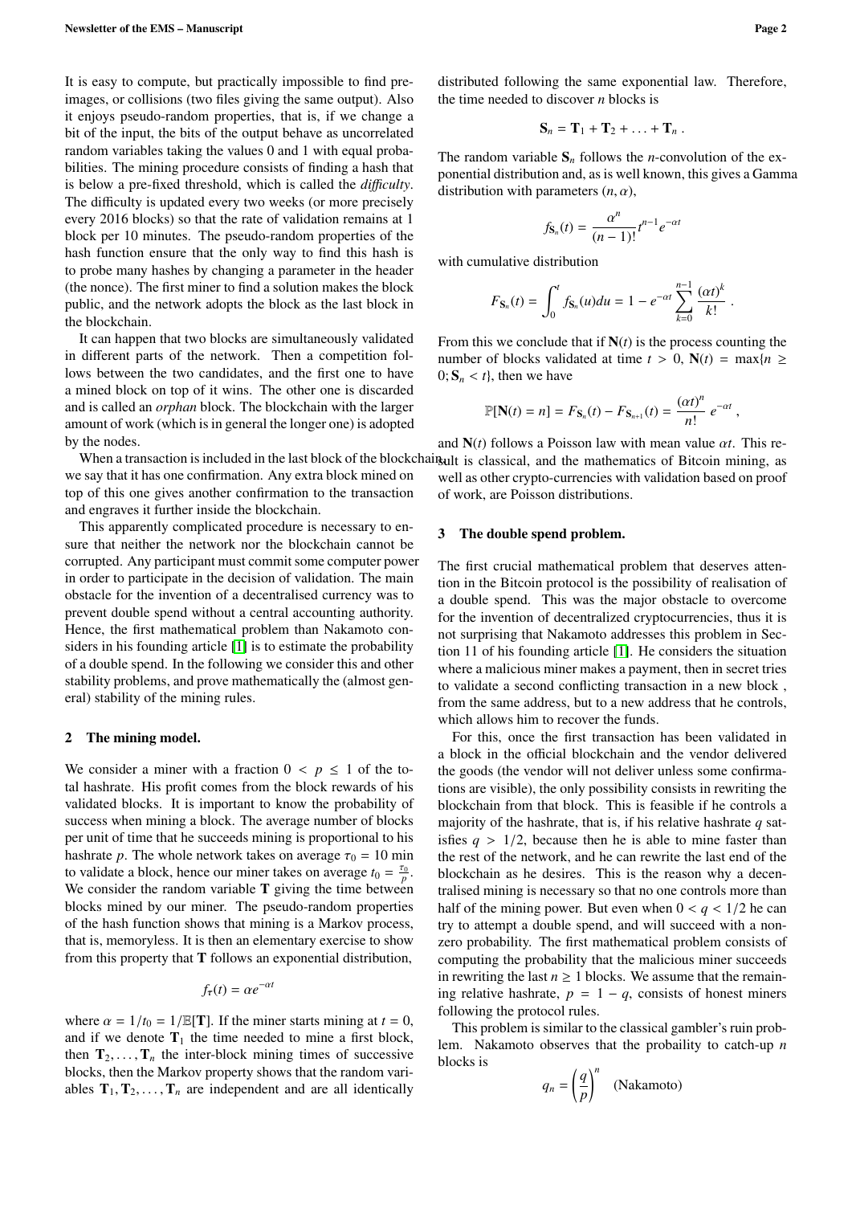It is easy to compute, but practically impossible to find pre-images, or collisions (two files giving the same output). Also it enjoys pseudo-random properties, that is, if we change a bit of the input, the bits of the output behave as uncorrelated random variables taking the values 0 and 1 with equal probabilities. The mining procedure consists of finding a hash that is below a pre-fixed threshold, which is called the *difficulty*. The difficulty is updated every two weeks (or more precisely every 2016 blocks) so that the rate of validation remains at 1 block per 10 minutes. The pseudo-random properties of the hash function ensure that the only way to find this hash is to probe many hashes by changing a parameter in the header (the nonce). The first miner to find a solution makes the block public, and the network adopts the block as the last block in the blockchain.

It can happen that two blocks are simultaneously validated in different parts of the network. Then a competition follows between the two candidates, and the first one to have a mined block on top of it wins. The other one is discarded and is called an *orphan* block. The blockchain with the larger amount of work (which is in general the longer one) is adopted by the nodes.

When a transaction is included in the last block of the blockchain, we say that it has one confirmation. Any extra block mined on top of this one gives another confirmation to the transaction and engraves it further inside the blockchain.

This apparently complicated procedure is necessary to ensure that neither the network nor the blockchain cannot be corrupted. Any participant must commit some computer power in order to participate in the decision of validation. The main obstacle for the invention of a decentralised currency was to prevent double spend without a central accounting authority. Hence, the first mathematical problem than Nakamoto considers in his founding article [1] is to estimate the probability of a double spend. In the following we consider this and other stability problems, and prove mathematically the (almost general) stability of the mining rules.

## 2 The mining model.

We consider a miner with a fraction $0 < p \leq 1$ of the total hashrate. His profit comes from the block rewards of his validated blocks. It is important to know the probability of success when mining a block. The average number of blocks per unit of time that he succeeds mining is proportional to his hashrate $p$. The whole network takes on average $\tau_0 = 10$ min to validate a block, hence our miner takes on average $t_0 = \frac{\tau_0}{p}$. We consider the random variable $\mathbf{T}$ giving the time between blocks mined by our miner. The pseudo-random properties of the hash function shows that mining is a Markov process, that is, memoryless. It is then an elementary exercise to show from this property that $\mathbf{T}$ follows an exponential distribution,

$$f_{\mathbf{T}}(t) = \alpha e^{-\alpha t}$$

where $\alpha = 1/t_0 = 1/\mathbb{E}[\mathbf{T}]$. If the miner starts mining at $t = 0$, and if we denote $\mathbf{T}_1$ the time needed to mine a first block, then $\mathbf{T}_2, \ldots, \mathbf{T}_n$ the inter-block mining times of successive blocks, then the Markov property shows that the random variables $\mathbf{T}_1, \mathbf{T}_2, \ldots, \mathbf{T}_n$ are independent and are all identically distributed following the same exponential law. Therefore, the time needed to discover $n$ blocks is

$$\mathbf{S}_n = \mathbf{T}_1 + \mathbf{T}_2 + \ldots + \mathbf{T}_n \ .$$

The random variable $\mathbf{S}_n$ follows the $n$-convolution of the exponential distribution and, as is well known, this gives a Gamma distribution with parameters $(n, \alpha)$,

$$f_{\mathbf{S}_n}(t) = \frac{\alpha^n}{(n-1)!} t^{n-1} e^{-\alpha t}$$

with cumulative distribution

$$F_{\mathbf{S}_n}(t) = \int_0^t f_{\mathbf{S}_n}(u) du = 1 - e^{-\alpha t} \sum_{k=0}^{n-1} \frac{(\alpha t)^k}{k!} \ .$$

From this we conclude that if $\mathbf{N}(t)$ is the process counting the number of blocks validated at time $t > 0$, $\mathbf{N}(t) = \max\{n \geq 0; \mathbf{S}_n < t\}$, then we have

$$\mathbb{P}[\mathbf{N}(t) = n] = F_{\mathbf{S}_n}(t) - F_{\mathbf{S}_{n+1}}(t) = \frac{(\alpha t)^n}{n!} e^{-\alpha t} \ ,$$

and $\mathbf{N}(t)$ follows a Poisson law with mean value $\alpha t$. This result is classical, and the mathematics of Bitcoin mining, as well as other crypto-currencies with validation based on proof of work, are Poisson distributions.

## 3 The double spend problem.

The first crucial mathematical problem that deserves attention in the Bitcoin protocol is the possibility of realisation of a double spend. This was the major obstacle to overcome for the invention of decentralized cryptocurrencies, thus it is not surprising that Nakamoto addresses this problem in Section 11 of his founding article [1]. He considers the situation where a malicious miner makes a payment, then in secret tries to validate a second conflicting transaction in a new block , from the same address, but to a new address that he controls, which allows him to recover the funds.

For this, once the first transaction has been validated in a block in the official blockchain and the vendor delivered the goods (the vendor will not deliver unless some confirmations are visible), the only possibility consists in rewriting the blockchain from that block. This is feasible if he controls a majority of the hashrate, that is, if his relative hashrate $q$ satisfies $q > 1/2$, because then he is able to mine faster than the rest of the network, and he can rewrite the last end of the blockchain as he desires. This is the reason why a decentralised mining is necessary so that no one controls more than half of the mining power. But even when $0 < q < 1/2$ he can try to attempt a double spend, and will succeed with a non-zero probability. The first mathematical problem consists of computing the probability that the malicious miner succeeds in rewriting the last $n \geq 1$ blocks. We assume that the remaining relative hashrate, $p = 1 - q$, consists of honest miners following the protocol rules.

This problem is similar to the classical gambler's ruin problem. Nakamoto observes that the probaility to catch-up $n$ blocks is

$$q_n = \left(\frac{q}{p}\right)^n \quad \text{(Nakamoto)}$$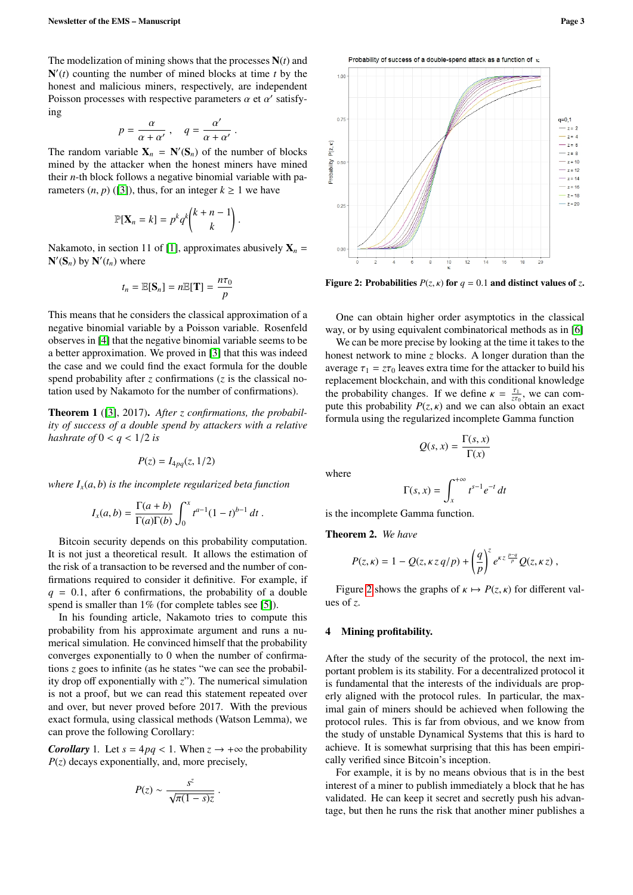The modelization of mining shows that the processes $\mathbf{N}(t)$ and $\mathbf{N}'(t)$ counting the number of mined blocks at time $t$ by the honest and malicious miners, respectively, are independent Poisson processes with respective parameters $\alpha$ et $\alpha'$ satisfying

$$p = \frac{\alpha}{\alpha + \alpha'} , \quad q = \frac{\alpha'}{\alpha + \alpha'} .$$

The random variable $\mathbf{X}_n = \mathbf{N}'(\mathbf{S}_n)$ of the number of blocks mined by the attacker when the honest miners have mined their $n$-th block follows a negative binomial variable with parameters $(n, p)$ ([3]), thus, for an integer $k \geq 1$ we have

$$\mathbb{P}[\mathbf{X}_n = k] = p^k q^k \binom{k+n-1}{k} .$$

Nakamoto, in section 11 of [1], approximates abusively $\mathbf{X}_n = \mathbf{N}'(\mathbf{S}_n)$ by $\mathbf{N}'(t_n)$ where

$$t_n = \mathbb{E}[\mathbf{S}_n] = n\mathbb{E}[\mathbf{T}] = \frac{n\tau_0}{p}$$

This means that he considers the classical approximation of a negative binomial variable by a Poisson variable. Rosenfeld observes in [4] that the negative binomial variable seems to be a better approximation. We proved in [3] that this was indeed the case and we could find the exact formula for the double spend probability after $z$ confirmations ($z$ is the classical notation used by Nakamoto for the number of confirmations).

**Theorem 1** ([3], 2017). *After $z$ confirmations, the probability of success of a double spend by attackers with a relative hashrate of $0 < q < 1/2$ is*

$$P(z) = I_{4pq}(z, 1/2)$$

*where $I_x(a, b)$ is the incomplete regularized beta function*

$$I_x(a, b) = \frac{\Gamma(a+b)}{\Gamma(a)\Gamma(b)} \int_0^x t^{a-1}(1-t)^{b-1}\, dt .$$

Bitcoin security depends on this probability computation. It is not just a theoretical result. It allows the estimation of the risk of a transaction to be reversed and the number of confirmations required to consider it definitive. For example, if $q = 0.1$, after 6 confirmations, the probability of a double spend is smaller than 1% (for complete tables see [5]).

In his founding article, Nakamoto tries to compute this probability from his approximate argument and runs a numerical simulation. He convinced himself that the probability converges exponentially to 0 when the number of confirmations $z$ goes to infinite (as he states "we can see the probability drop off exponentially with $z$"). The numerical simulation is not a proof, but we can read this statement repeated over and over, but never proved before 2017. With the previous exact formula, using classical methods (Watson Lemma), we can prove the following Corollary:

***Corollary* 1.** Let $s = 4pq < 1$. When $z \to +\infty$ the probability $P(z)$ decays exponentially, and, more precisely,

$$P(z) \sim \frac{s^z}{\sqrt{\pi(1-s)z}} .$$

**Figure 2: Probabilities $P(z, \kappa)$ for $q = 0.1$ and distinct values of $z$.**

One can obtain higher order asymptotics in the classical way, or by using equivalent combinatorical methods as in [6].

We can be more precise by looking at the time it takes to the honest network to mine $z$ blocks. A longer duration than the average $\tau_1 = z\tau_0$ leaves extra time for the attacker to build his replacement blockchain, and with this conditional knowledge the probability changes. If we define $\kappa = \frac{\tau_1}{z\tau_0}$, we can compute this probability $P(z, \kappa)$ and we can also obtain an exact formula using the regularized incomplete Gamma function

$$Q(s, x) = \frac{\Gamma(s, x)}{\Gamma(x)}$$

where

$$\Gamma(s, x) = \int_x^{+\infty} t^{s-1} e^{-t}\, dt$$

is the incomplete Gamma function.

**Theorem 2.** *We have*

$$P(z, \kappa) = 1 - Q(z, \kappa\, z\, q/p) + \left(\frac{q}{p}\right)^z e^{\kappa\, z\, \frac{p-q}{p}} Q(z, \kappa\, z) ,$$

Figure 2 shows the graphs of $\kappa \mapsto P(z, \kappa)$ for different values of $z$.

## 4 Mining profitability.

After the study of the security of the protocol, the next important problem is its stability. For a decentralized protocol it is fundamental that the interests of the individuals are properly aligned with the protocol rules. In particular, the maximal gain of miners should be achieved when following the protocol rules. This is far from obvious, and we know from the study of unstable Dynamical Systems that this is hard to achieve. It is somewhat surprising that this has been empirically verified since Bitcoin's inception.

For example, it is by no means obvious that is in the best interest of a miner to publish immediately a block that he has validated. He can keep it secret and secretly push his advantage, but then he runs the risk that another miner publishes a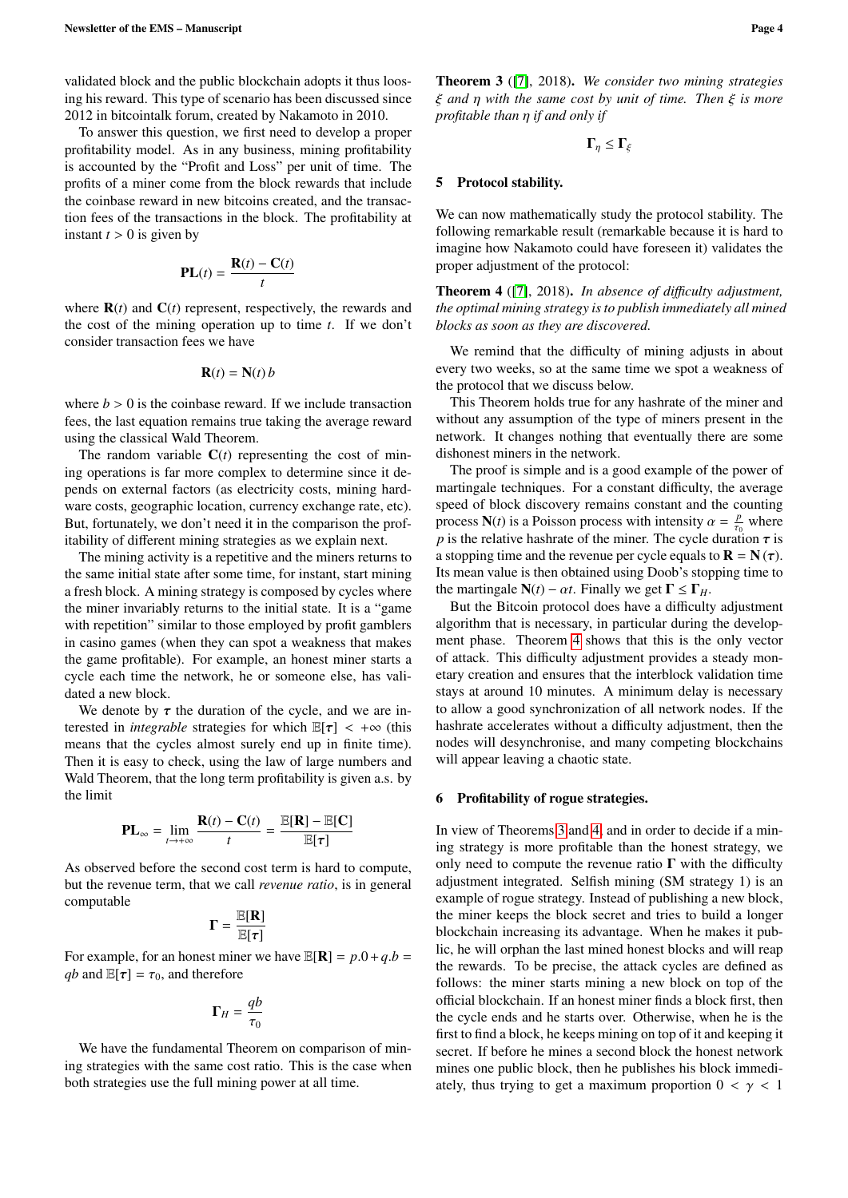validated block and the public blockchain adopts it thus loosing his reward. This type of scenario has been discussed since 2012 in bitcointalk forum, created by Nakamoto in 2010.

To answer this question, we first need to develop a proper profitability model. As in any business, mining profitability is accounted by the "Profit and Loss" per unit of time. The profits of a miner come from the block rewards that include the coinbase reward in new bitcoins created, and the transaction fees of the transactions in the block. The profitability at instant $t > 0$ is given by

$$\mathbf{PL}(t) = \frac{\mathbf{R}(t) - \mathbf{C}(t)}{t}$$

where $\mathbf{R}(t)$ and $\mathbf{C}(t)$ represent, respectively, the rewards and the cost of the mining operation up to time $t$. If we don't consider transaction fees we have

$$\mathbf{R}(t) = \mathbf{N}(t)\, b$$

where $b > 0$ is the coinbase reward. If we include transaction fees, the last equation remains true taking the average reward using the classical Wald Theorem.

The random variable $\mathbf{C}(t)$ representing the cost of mining operations is far more complex to determine since it depends on external factors (as electricity costs, mining hardware costs, geographic location, currency exchange rate, etc). But, fortunately, we don't need it in the comparison the profitability of different mining strategies as we explain next.

The mining activity is a repetitive and the miners returns to the same initial state after some time, for instant, start mining a fresh block. A mining strategy is composed by cycles where the miner invariably returns to the initial state. It is a "game with repetition" similar to those employed by profit gamblers in casino games (when they can spot a weakness that makes the game profitable). For example, an honest miner starts a cycle each time the network, he or someone else, has validated a new block.

We denote by $\boldsymbol{\tau}$ the duration of the cycle, and we are interested in *integrable* strategies for which $\mathbb{E}[\boldsymbol{\tau}] < +\infty$ (this means that the cycles almost surely end up in finite time). Then it is easy to check, using the law of large numbers and Wald Theorem, that the long term profitability is given a.s. by the limit

$$\mathbf{PL}_\infty = \lim_{t\to+\infty} \frac{\mathbf{R}(t) - \mathbf{C}(t)}{t} = \frac{\mathbb{E}[\mathbf{R}] - \mathbb{E}[\mathbf{C}]}{\mathbb{E}[\boldsymbol{\tau}]}$$

As observed before the second cost term is hard to compute, but the revenue term, that we call *revenue ratio*, is in general computable

$$\boldsymbol{\Gamma} = \frac{\mathbb{E}[\mathbf{R}]}{\mathbb{E}[\boldsymbol{\tau}]}$$

For example, for an honest miner we have $\mathbb{E}[\mathbf{R}] = p.0 + q.b = qb$ and $\mathbb{E}[\boldsymbol{\tau}] = \tau_0$, and therefore

$$\boldsymbol{\Gamma}_H = \frac{qb}{\tau_0}$$

We have the fundamental Theorem on comparison of mining strategies with the same cost ratio. This is the case when both strategies use the full mining power at all time.

**Theorem 3** ([7], 2018)**.** *We consider two mining strategies $\xi$ and $\eta$ with the same cost by unit of time. Then $\xi$ is more profitable than $\eta$ if and only if*

$$\boldsymbol{\Gamma}_\eta \leq \boldsymbol{\Gamma}_\xi$$

## 5 Protocol stability.

We can now mathematically study the protocol stability. The following remarkable result (remarkable because it is hard to imagine how Nakamoto could have foreseen it) validates the proper adjustment of the protocol:

**Theorem 4** ([7], 2018)**.** *In absence of difficulty adjustment, the optimal mining strategy is to publish immediately all mined blocks as soon as they are discovered.*

We remind that the difficulty of mining adjusts in about every two weeks, so at the same time we spot a weakness of the protocol that we discuss below.

This Theorem holds true for any hashrate of the miner and without any assumption of the type of miners present in the network. It changes nothing that eventually there are some dishonest miners in the network.

The proof is simple and is a good example of the power of martingale techniques. For a constant difficulty, the average speed of block discovery remains constant and the counting process $\mathbf{N}(t)$ is a Poisson process with intensity $\alpha = \frac{p}{\tau_0}$ where $p$ is the relative hashrate of the miner. The cycle duration $\boldsymbol{\tau}$ is a stopping time and the revenue per cycle equals to $\mathbf{R} = \mathbf{N}(\boldsymbol{\tau})$. Its mean value is then obtained using Doob's stopping time to the martingale $\mathbf{N}(t) - \alpha t$. Finally we get $\boldsymbol{\Gamma} \leq \boldsymbol{\Gamma}_H$.

But the Bitcoin protocol does have a difficulty adjustment algorithm that is necessary, in particular during the development phase. Theorem 4 shows that this is the only vector of attack. This difficulty adjustment provides a steady monetary creation and ensures that the interblock validation time stays at around 10 minutes. A minimum delay is necessary to allow a good synchronization of all network nodes. If the hashrate accelerates without a difficulty adjustment, then the nodes will desynchronise, and many competing blockchains will appear leaving a chaotic state.

## 6 Profitability of rogue strategies.

In view of Theorems 3 and 4, and in order to decide if a mining strategy is more profitable than the honest strategy, we only need to compute the revenue ratio $\boldsymbol{\Gamma}$ with the difficulty adjustment integrated. Selfish mining (SM strategy 1) is an example of rogue strategy. Instead of publishing a new block, the miner keeps the block secret and tries to build a longer blockchain increasing its advantage. When he makes it public, he will orphan the last mined honest blocks and will reap the rewards. To be precise, the attack cycles are defined as follows: the miner starts mining a new block on top of the official blockchain. If an honest miner finds a block first, then the cycle ends and he starts over. Otherwise, when he is the first to find a block, he keeps mining on top of it and keeping it secret. If before he mines a second block the honest network mines one public block, then he publishes his block immediately, thus trying to get a maximum proportion $0 < \gamma < 1$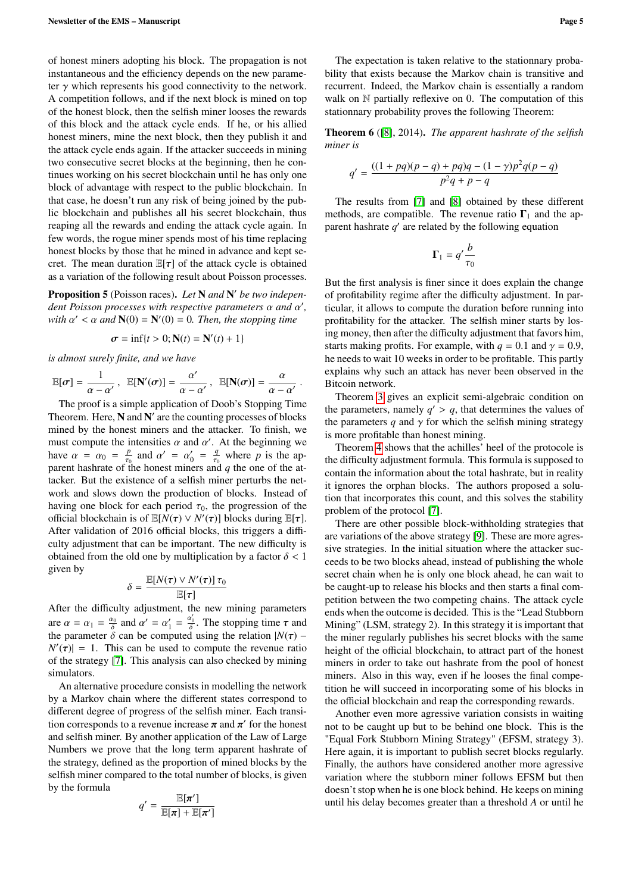of honest miners adopting his block. The propagation is not instantaneous and the efficiency depends on the new parameter $\gamma$ which represents his good connectivity to the network. A competition follows, and if the next block is mined on top of the honest block, then the selfish miner looses the rewards of this block and the attack cycle ends. If he, or his allied honest miners, mine the next block, then they publish it and the attack cycle ends again. If the attacker succeeds in mining two consecutive secret blocks at the beginning, then he continues working on his secret blockchain until he has only one block of advantage with respect to the public blockchain. In that case, he doesn't run any risk of being joined by the public blockchain and publishes all his secret blockchain, thus reaping all the rewards and ending the attack cycle again. In few words, the rogue miner spends most of his time replacing honest blocks by those that he mined in advance and kept secret. The mean duration $\mathbb{E}[\tau]$ of the attack cycle is obtained as a variation of the following result about Poisson processes.

**Proposition 5** (Poisson races)**.** *Let* $\mathbf{N}$ *and* $\mathbf{N}'$ *be two independent Poisson processes with respective parameters* $\alpha$ *and* $\alpha'$*, with* $\alpha' < \alpha$ *and* $\mathbf{N}(0) = \mathbf{N}'(0) = 0$*. Then, the stopping time*

$$\sigma = \inf\{t > 0; \mathbf{N}(t) = \mathbf{N}'(t) + 1\}$$

*is almost surely finite, and we have*

$$\mathbb{E}[\sigma] = \frac{1}{\alpha - \alpha'}\,, \quad \mathbb{E}[\mathbf{N}'(\sigma)] = \frac{\alpha'}{\alpha - \alpha'}\,, \quad \mathbb{E}[\mathbf{N}(\sigma)] = \frac{\alpha}{\alpha - \alpha'}\,.$$

The proof is a simple application of Doob's Stopping Time Theorem. Here, $\mathbf{N}$ and $\mathbf{N}'$ are the counting processes of blocks mined by the honest miners and the attacker. To finish, we must compute the intensities $\alpha$ and $\alpha'$. At the beginning we have $\alpha = \alpha_0 = \frac{p}{\tau_0}$ and $\alpha' = \alpha'_0 = \frac{q}{\tau_0}$ where $p$ is the apparent hashrate of the honest miners and $q$ the one of the attacker. But the existence of a selfish miner perturbs the network and slows down the production of blocks. Instead of having one block for each period $\tau_0$, the progression of the official blockchain is of $\mathbb{E}[N(\tau) \vee N'(\tau)]$ blocks during $\mathbb{E}[\tau]$. After validation of 2016 official blocks, this triggers a difficulty adjustment that can be important. The new difficulty is obtained from the old one by multiplication by a factor $\delta < 1$ given by

$$\delta = \frac{\mathbb{E}[N(\tau) \vee N'(\tau)]\,\tau_0}{\mathbb{E}[\tau]}$$

After the difficulty adjustment, the new mining parameters are $\alpha = \alpha_1 = \frac{\alpha_0}{\delta}$ and $\alpha' = \alpha'_1 = \frac{\alpha'_0}{\delta}$. The stopping time $\tau$ and the parameter $\delta$ can be computed using the relation $|N(\tau) - N'(\tau)| = 1$. This can be used to compute the revenue ratio of the strategy [7]. This analysis can also checked by mining simulators.

An alternative procedure consists in modelling the network by a Markov chain where the different states correspond to different degree of progress of the selfish miner. Each transition corresponds to a revenue increase $\pi$ and $\pi'$ for the honest and selfish miner. By another application of the Law of Large Numbers we prove that the long term apparent hashrate of the strategy, defined as the proportion of mined blocks by the selfish miner compared to the total number of blocks, is given by the formula

$$q' = \frac{\mathbb{E}[\pi']}{\mathbb{E}[\pi] + \mathbb{E}[\pi']}$$

The expectation is taken relative to the stationnary probability that exists because the Markov chain is transitive and recurrent. Indeed, the Markov chain is essentially a random walk on $\mathbb{N}$ partially reflexive on 0. The computation of this stationnary probability proves the following Theorem:

**Theorem 6** ([8], 2014)**.** *The apparent hashrate of the selfish miner is*

$$q' = \frac{((1 + pq)(p - q) + pq)q - (1 - \gamma)p^2 q(p - q)}{p^2 q + p - q}$$

The results from [7] and [8] obtained by these different methods, are compatible. The revenue ratio $\mathbf{\Gamma}_1$ and the apparent hashrate $q'$ are related by the following equation

$$\mathbf{\Gamma}_1 = q' \frac{b}{\tau_0}$$

But the first analysis is finer since it does explain the change of profitability regime after the difficulty adjustment. In particular, it allows to compute the duration before running into profitability for the attacker. The selfish miner starts by losing money, then after the difficulty adjustment that favors him, starts making profits. For example, with $q = 0.1$ and $\gamma = 0.9$, he needs to wait 10 weeks in order to be profitable. This partly explains why such an attack has never been observed in the Bitcoin network.

Theorem 3 gives an explicit semi-algebraic condition on the parameters, namely $q' > q$, that determines the values of the parameters $q$ and $\gamma$ for which the selfish mining strategy is more profitable than honest mining.

Theorem 4 shows that the achilles' heel of the protocole is the difficulty adjustment formula. This formula is supposed to contain the information about the total hashrate, but in reality it ignores the orphan blocks. The authors proposed a solution that incorporates this count, and this solves the stability problem of the protocol [7].

There are other possible block-withholding strategies that are variations of the above strategy [9]. These are more agressive strategies. In the initial situation where the attacker succeeds to be two blocks ahead, instead of publishing the whole secret chain when he is only one block ahead, he can wait to be caught-up to release his blocks and then starts a final competition between the two competing chains. The attack cycle ends when the outcome is decided. This is the "Lead Stubborn Mining" (LSM, strategy 2). In this strategy it is important that the miner regularly publishes his secret blocks with the same height of the official blockchain, to attract part of the honest miners in order to take out hashrate from the pool of honest miners. Also in this way, even if he looses the final competition he will succeed in incorporating some of his blocks in the official blockchain and reap the corresponding rewards.

Another even more agressive variation consists in waiting not to be caught up but to be behind one block. This is the "Equal Fork Stubborn Mining Strategy" (EFSM, strategy 3). Here again, it is important to publish secret blocks regularly. Finally, the authors have considered another more agressive variation where the stubborn miner follows EFSM but then doesn't stop when he is one block behind. He keeps on mining until his delay becomes greater than a threshold $A$ or until he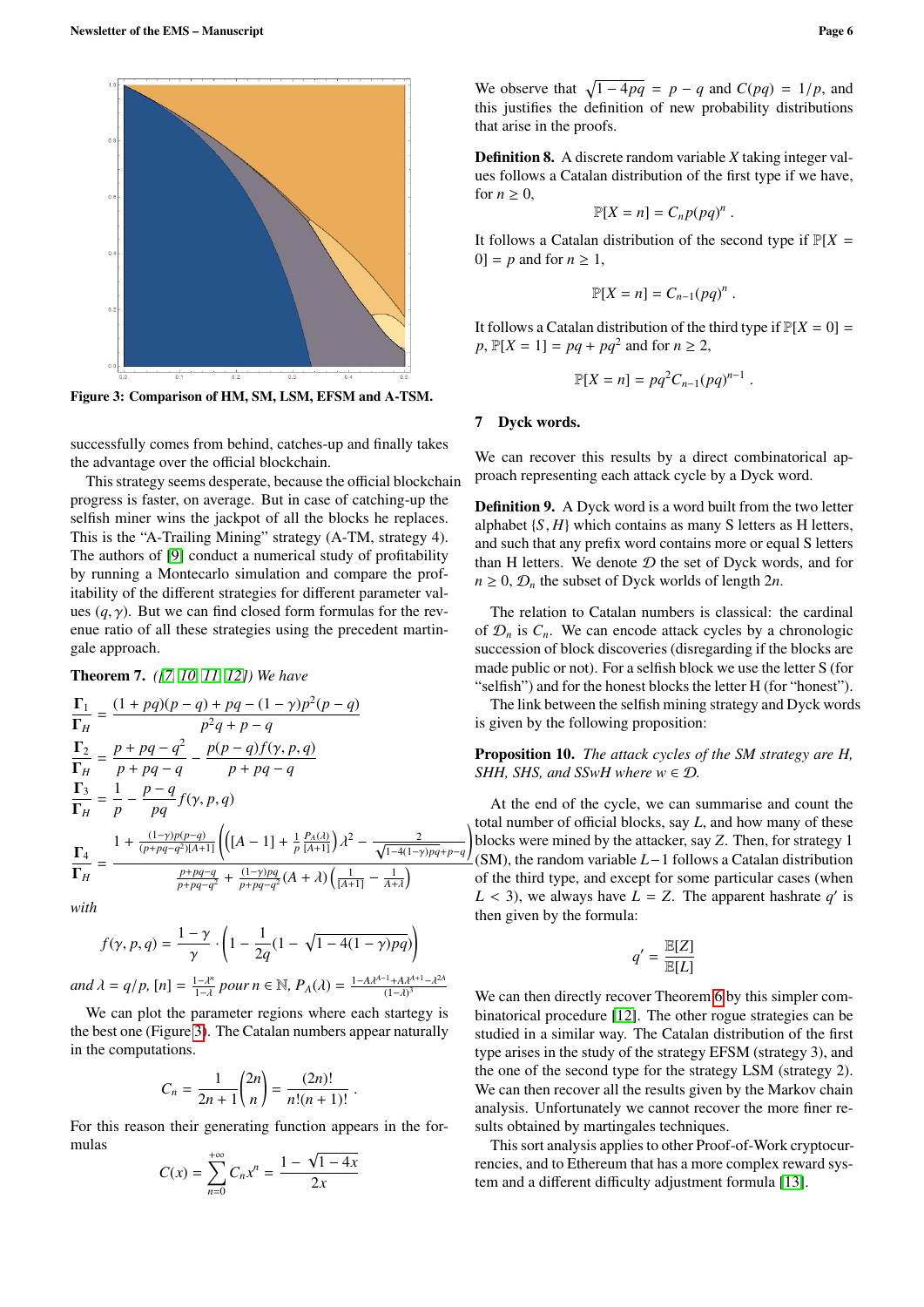Figure 3: Comparison of HM, SM, LSM, EFSM and A-TSM.

successfully comes from behind, catches-up and finally takes the advantage over the official blockchain.

This strategy seems desperate, because the official blockchain progress is faster, on average. But in case of catching-up the selfish miner wins the jackpot of all the blocks he replaces. This is the "A-Trailing Mining" strategy (A-TM, strategy 4). The authors of [9] conduct a numerical study of profitability by running a Montecarlo simulation and compare the profitability of the different strategies for different parameter values $(q, \gamma)$. But we can find closed form formulas for the revenue ratio of all these strategies using the precedent martingale approach.

**Theorem 7.** *([7, 10, 11, 12]) We have*

$$\frac{\mathbf{\Gamma}_1}{\mathbf{\Gamma}_H} = \frac{(1+pq)(p-q)+pq-(1-\gamma)p^2(p-q)}{p^2q+p-q}$$

$$\frac{\mathbf{\Gamma}_2}{\mathbf{\Gamma}_H} = \frac{p+pq-q^2}{p+pq-q} - \frac{p(p-q)f(\gamma,p,q)}{p+pq-q}$$

$$\frac{\mathbf{\Gamma}_3}{\mathbf{\Gamma}_H} = \frac{1}{p} - \frac{p-q}{pq}f(\gamma,p,q)$$

$$\frac{\mathbf{\Gamma}_4}{\mathbf{\Gamma}_H} = \frac{1+\frac{(1-\gamma)p(p-q)}{(p+pq-q^2)[A+1]}\left(\left([A-1]+\frac{1}{p}\frac{P_A(\lambda)}{[A+1]}\right)\lambda^2 - \frac{2}{\sqrt{1-4(1-\gamma)pq}+p-q}\right)}{\frac{p+pq-q}{p+pq-q^2}+\frac{(1-\gamma)pq}{p+pq-q^2}(A+\lambda)\left(\frac{1}{[A+1]}-\frac{1}{A+\lambda}\right)}$$

*with*

$$f(\gamma,p,q) = \frac{1-\gamma}{\gamma}\cdot\left(1-\frac{1}{2q}(1-\sqrt{1-4(1-\gamma)pq})\right)$$

*and* $\lambda = q/p$, $[n] = \frac{1-\lambda^n}{1-\lambda}$ *pour* $n \in \mathbb{N}$, $P_A(\lambda) = \frac{1-A\lambda^{A-1}+A\lambda^{A+1}-\lambda^{2A}}{(1-\lambda)^3}$

We can plot the parameter regions where each startegy is the best one (Figure 3). The Catalan numbers appear naturally in the computations.

$$C_n = \frac{1}{2n+1}\binom{2n}{n} = \frac{(2n)!}{n!(n+1)!}\ .$$

For this reason their generating function appears in the formulas

$$C(x) = \sum_{n=0}^{+\infty} C_n x^n = \frac{1-\sqrt{1-4x}}{2x}$$

We observe that $\sqrt{1-4pq} = p-q$ and $C(pq) = 1/p$, and this justifies the definition of new probability distributions that arise in the proofs.

**Definition 8.** A discrete random variable $X$ taking integer values follows a Catalan distribution of the first type if we have, for $n \geq 0$,

$$\mathbb{P}[X=n] = C_n p(pq)^n\ .$$

It follows a Catalan distribution of the second type if $\mathbb{P}[X = 0] = p$ and for $n \geq 1$,

$$\mathbb{P}[X=n] = C_{n-1}(pq)^n\ .$$

It follows a Catalan distribution of the third type if $\mathbb{P}[X=0] = p$, $\mathbb{P}[X=1] = pq+pq^2$ and for $n \geq 2$,

$$\mathbb{P}[X=n] = pq^2 C_{n-1}(pq)^{n-1}\ .$$

## 7 Dyck words.

We can recover this results by a direct combinatorical approach representing each attack cycle by a Dyck word.

**Definition 9.** A Dyck word is a word built from the two letter alphabet $\{S, H\}$ which contains as many S letters as H letters, and such that any prefix word contains more or equal S letters than H letters. We denote $\mathcal{D}$ the set of Dyck words, and for $n \geq 0$, $\mathcal{D}_n$ the subset of Dyck worlds of length $2n$.

The relation to Catalan numbers is classical: the cardinal of $\mathcal{D}_n$ is $C_n$. We can encode attack cycles by a chronologic succession of block discoveries (disregarding if the blocks are made public or not). For a selfish block we use the letter S (for "selfish") and for the honest blocks the letter H (for "honest").

The link between the selfish mining strategy and Dyck words is given by the following proposition:

**Proposition 10.** *The attack cycles of the SM strategy are H, SHH, SHS, and SSwH where $w \in \mathcal{D}$.*

At the end of the cycle, we can summarise and count the total number of official blocks, say $L$, and how many of these blocks were mined by the attacker, say $Z$. Then, for strategy 1 (SM), the random variable $L-1$ follows a Catalan distribution of the third type, and except for some particular cases (when $L < 3$), we always have $L = Z$. The apparent hashrate $q'$ is then given by the formula:

$$q' = \frac{\mathbb{E}[Z]}{\mathbb{E}[L]}$$

We can then directly recover Theorem 6 by this simpler combinatorical procedure [12]. The other rogue strategies can be studied in a similar way. The Catalan distribution of the first type arises in the study of the strategy EFSM (strategy 3), and the one of the second type for the strategy LSM (strategy 2). We can then recover all the results given by the Markov chain analysis. Unfortunately we cannot recover the more finer results obtained by martingales techniques.

This sort analysis applies to other Proof-of-Work cryptocurrencies, and to Ethereum that has a more complex reward system and a different difficulty adjustment formula [13].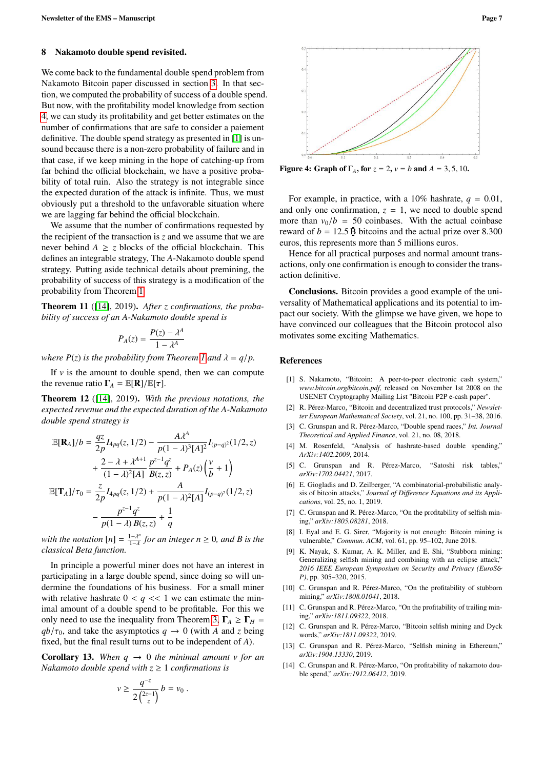## 8 Nakamoto double spend revisited.

We come back to the fundamental double spend problem from Nakamoto Bitcoin paper discussed in section 3. In that section, we computed the probability of success of a double spend. But now, with the profitability model knowledge from section 4, we can study its profitability and get better estimates on the number of confirmations that are safe to consider a paiement definitive. The double spend strategy as presented in [1] is unsound because there is a non-zero probability of failure and in that case, if we keep mining in the hope of catching-up from far behind the official blockchain, we have a positive probability of total ruin. Also the strategy is not integrable since the expected duration of the attack is infinite. Thus, we must obviously put a threshold to the unfavorable situation where we are lagging far behind the official blockchain.

We assume that the number of confirmations requested by the recipient of the transaction is $z$ and we assume that we are never behind $A \geq z$ blocks of the official blockchain. This defines an integrable strategy, The $A$-Nakamoto double spend strategy. Putting aside technical details about premining, the probability of success of this strategy is a modification of the probability from Theorem 1.

**Theorem 11** ([14], 2019)**.** *After $z$ confirmations, the probability of success of an A-Nakamoto double spend is*

$$P_A(z) = \frac{P(z) - \lambda^A}{1 - \lambda^A}$$

*where $P(z)$ is the probability from Theorem 1 and $\lambda = q/p$.*

If $v$ is the amount to double spend, then we can compute the revenue ratio $\mathbf{\Gamma}_A = \mathbb{E}[\mathbf{R}]/\mathbb{E}[\boldsymbol{\tau}]$.

**Theorem 12** ([14], 2019)**.** *With the previous notations, the expected revenue and the expected duration of the A-Nakamoto double spend strategy is*

$$\begin{aligned}
\mathbb{E}[\mathbf{R}_A]/b &= \frac{qz}{2p} I_{4pq}(z, 1/2) - \frac{A\lambda^A}{p(1-\lambda)^3[A]^2} I_{(p-q)^2}(1/2, z) \\
&\quad + \frac{2 - \lambda + \lambda^{A+1}}{(1-\lambda)^2[A]} \frac{p^{z-1}q^z}{B(z,z)} + P_A(z)\left(\frac{v}{b} + 1\right) \\
\mathbb{E}[\mathbf{T}_A]/\tau_0 &= \frac{z}{2p} I_{4pq}(z, 1/2) + \frac{A}{p(1-\lambda)^2[A]} I_{(p-q)^2}(1/2, z) \\
&\quad - \frac{p^{z-1}q^z}{p(1-\lambda)\, B(z,z)} + \frac{1}{q}
\end{aligned}$$

*with the notation $[n] = \frac{1-\lambda^n}{1-\lambda}$ for an integer $n \geq 0$, and $B$ is the classical Beta function.*

In principle a powerful miner does not have an interest in participating in a large double spend, since doing so will undermine the foundations of his business. For a small miner with relative hashrate $0 < q << 1$ we can estimate the minimal amount of a double spend to be profitable. For this we only need to use the inequality from Theorem 3, $\mathbf{\Gamma}_A \geq \mathbf{\Gamma}_H = qb/\tau_0$, and take the asymptotics $q \to 0$ (with $A$ and $z$ being fixed, but the final result turns out to be independent of $A$).

**Corollary 13.** *When $q \to 0$ the minimal amount $v$ for an Nakamoto double spend with $z \geq 1$ confirmations is*

$$v \geq \frac{q^{-z}}{2\binom{2z-1}{z}} b = v_0 \, .$$

0.5
0.4
0.3
0.2
0.1
0.0
0.0
0.1
0.2
0.3
0.4
0.5

**Figure 4: Graph of $\Gamma_A$, for $z = 2$, $v = b$ and $A = 3, 5, 10$.**

For example, in practice, with a 10% hashrate, $q = 0.01$, and only one confirmation, $z = 1$, we need to double spend more than $v_0/b = 50$ coinbases. With the actual coinbase reward of $b = 12.5$ ₿ bitcoins and the actual prize over 8.300 euros, this represents more than 5 millions euros.

Hence for all practical purposes and normal amount transactions, only one confirmation is enough to consider the transaction definitive.

**Conclusions.** Bitcoin provides a good example of the universality of Mathematical applications and its potential to impact our society. With the glimpse we have given, we hope to have convinced our colleagues that the Bitcoin protocol also motivates some exciting Mathematics.

## References

[1] S. Nakamoto, "Bitcoin: A peer-to-peer electronic cash system," *www.bitcoin.org/bitcoin.pdf*, released on November 1st 2008 on the USENET Cryptography Mailing List "Bitcoin P2P e-cash paper".

[2] R. Pérez-Marco, "Bitcoin and decentralized trust protocols," *Newsletter European Mathematical Society*, vol. 21, no. 100, pp. 31–38, 2016.

[3] C. Grunspan and R. Pérez-Marco, "Double spend races," *Int. Journal Theoretical and Applied Finance*, vol. 21, no. 08, 2018.

[4] M. Rosenfeld, "Analysis of hashrate-based double spending," *ArXiv:1402.2009*, 2014.

[5] C. Grunspan and R. Pérez-Marco, "Satoshi risk tables," *arXiv:1702.04421*, 2017.

[6] E. Giogladis and D. Zeilberger, "A combinatorial-probabilistic analysis of bitcoin attacks," *Journal of Difference Equations and its Applications*, vol. 25, no. 1, 2019.

[7] C. Grunspan and R. Pérez-Marco, "On the profitability of selfish mining," *arXiv:1805.08281*, 2018.

[8] I. Eyal and E. G. Sirer, "Majority is not enough: Bitcoin mining is vulnerable," *Commun. ACM*, vol. 61, pp. 95–102, June 2018.

[9] K. Nayak, S. Kumar, A. K. Miller, and E. Shi, "Stubborn mining: Generalizing selfish mining and combining with an eclipse attack," *2016 IEEE European Symposium on Security and Privacy (EuroS&P)*, pp. 305–320, 2015.

[10] C. Grunspan and R. Pérez-Marco, "On the profitability of stubborn mining," *arXiv:1808.01041*, 2018.

[11] C. Grunspan and R. Pérez-Marco, "On the profitability of trailing mining," *arXiv:1811.09322*, 2018.

[12] C. Grunspan and R. Pérez-Marco, "Bitcoin selfish mining and Dyck words," *arXiv:1811.09322*, 2019.

[13] C. Grunspan and R. Pérez-Marco, "Selfish mining in Ethereum," *arXiv:1904.13330*, 2019.

[14] C. Grunspan and R. Pérez-Marco, "On profitability of nakamoto double spend," *arXiv:1912.06412*, 2019.